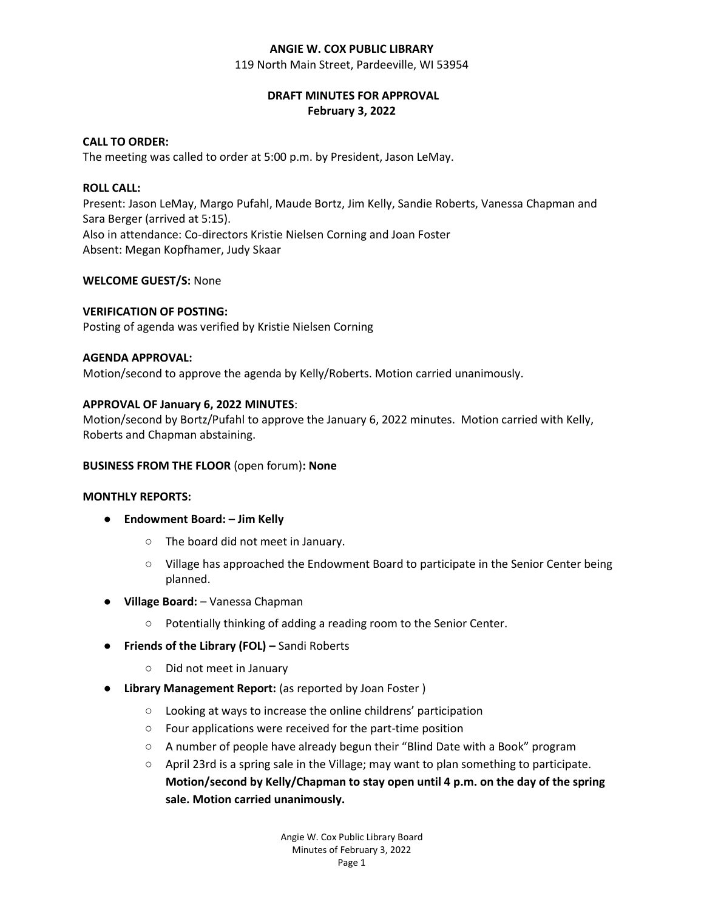**ANGIE W. COX PUBLIC LIBRARY**
119 North Main Street, Pardeeville, WI 53954

**DRAFT MINUTES FOR APPROVAL**
**February 3, 2022**

**CALL TO ORDER:**
The meeting was called to order at 5:00 p.m. by President, Jason LeMay.

**ROLL CALL:**
Present: Jason LeMay, Margo Pufahl, Maude Bortz, Jim Kelly, Sandie Roberts, Vanessa Chapman and Sara Berger (arrived at 5:15).
Also in attendance: Co-directors Kristie Nielsen Corning and Joan Foster
Absent: Megan Kopfhamer, Judy Skaar

**WELCOME GUEST/S:** None

**VERIFICATION OF POSTING:**
Posting of agenda was verified by Kristie Nielsen Corning

**AGENDA APPROVAL:**
Motion/second to approve the agenda by Kelly/Roberts. Motion carried unanimously.

**APPROVAL OF January 6, 2022 MINUTES**:
Motion/second by Bortz/Pufahl to approve the January 6, 2022 minutes. Motion carried with Kelly, Roberts and Chapman abstaining.

**BUSINESS FROM THE FLOOR** (open forum)**: None**

**MONTHLY REPORTS:**

- **Endowment Board: – Jim Kelly**
    - The board did not meet in January.
    - Village has approached the Endowment Board to participate in the Senior Center being planned.
- **Village Board:** – Vanessa Chapman
    - Potentially thinking of adding a reading room to the Senior Center.
- **Friends of the Library (FOL) –** Sandi Roberts
    - Did not meet in January
- **Library Management Report:** (as reported by Joan Foster )
    - Looking at ways to increase the online childrens' participation
    - Four applications were received for the part-time position
    - A number of people have already begun their "Blind Date with a Book" program
    - April 23rd is a spring sale in the Village; may want to plan something to participate. **Motion/second by Kelly/Chapman to stay open until 4 p.m. on the day of the spring sale. Motion carried unanimously.**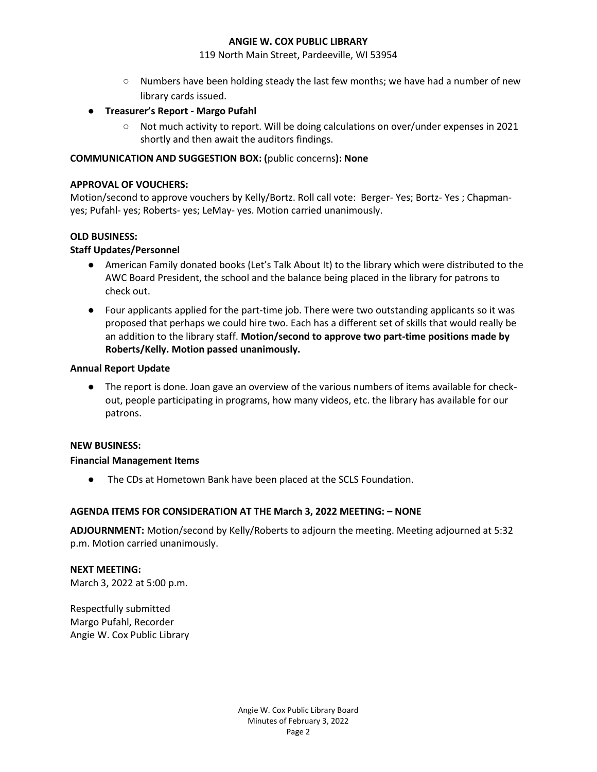- Numbers have been holding steady the last few months; we have had a number of new library cards issued.

- **Treasurer's Report - Margo Pufahl**
  - Not much activity to report. Will be doing calculations on over/under expenses in 2021 shortly and then await the auditors findings.

**COMMUNICATION AND SUGGESTION BOX: (**public concerns**): None**

**APPROVAL OF VOUCHERS:**

Motion/second to approve vouchers by Kelly/Bortz. Roll call vote: Berger- Yes; Bortz- Yes ; Chapman-yes; Pufahl- yes; Roberts- yes; LeMay- yes. Motion carried unanimously.

**OLD BUSINESS:**

**Staff Updates/Personnel**

- American Family donated books (Let's Talk About It) to the library which were distributed to the AWC Board President, the school and the balance being placed in the library for patrons to check out.
- Four applicants applied for the part-time job. There were two outstanding applicants so it was proposed that perhaps we could hire two. Each has a different set of skills that would really be an addition to the library staff. **Motion/second to approve two part-time positions made by Roberts/Kelly. Motion passed unanimously.**

**Annual Report Update**

- The report is done. Joan gave an overview of the various numbers of items available for check-out, people participating in programs, how many videos, etc. the library has available for our patrons.

**NEW BUSINESS:**

**Financial Management Items**

- The CDs at Hometown Bank have been placed at the SCLS Foundation.

**AGENDA ITEMS FOR CONSIDERATION AT THE March 3, 2022 MEETING: – NONE**

**ADJOURNMENT:** Motion/second by Kelly/Roberts to adjourn the meeting. Meeting adjourned at 5:32 p.m. Motion carried unanimously.

**NEXT MEETING:**

March 3, 2022 at 5:00 p.m.

Respectfully submitted
Margo Pufahl, Recorder
Angie W. Cox Public Library